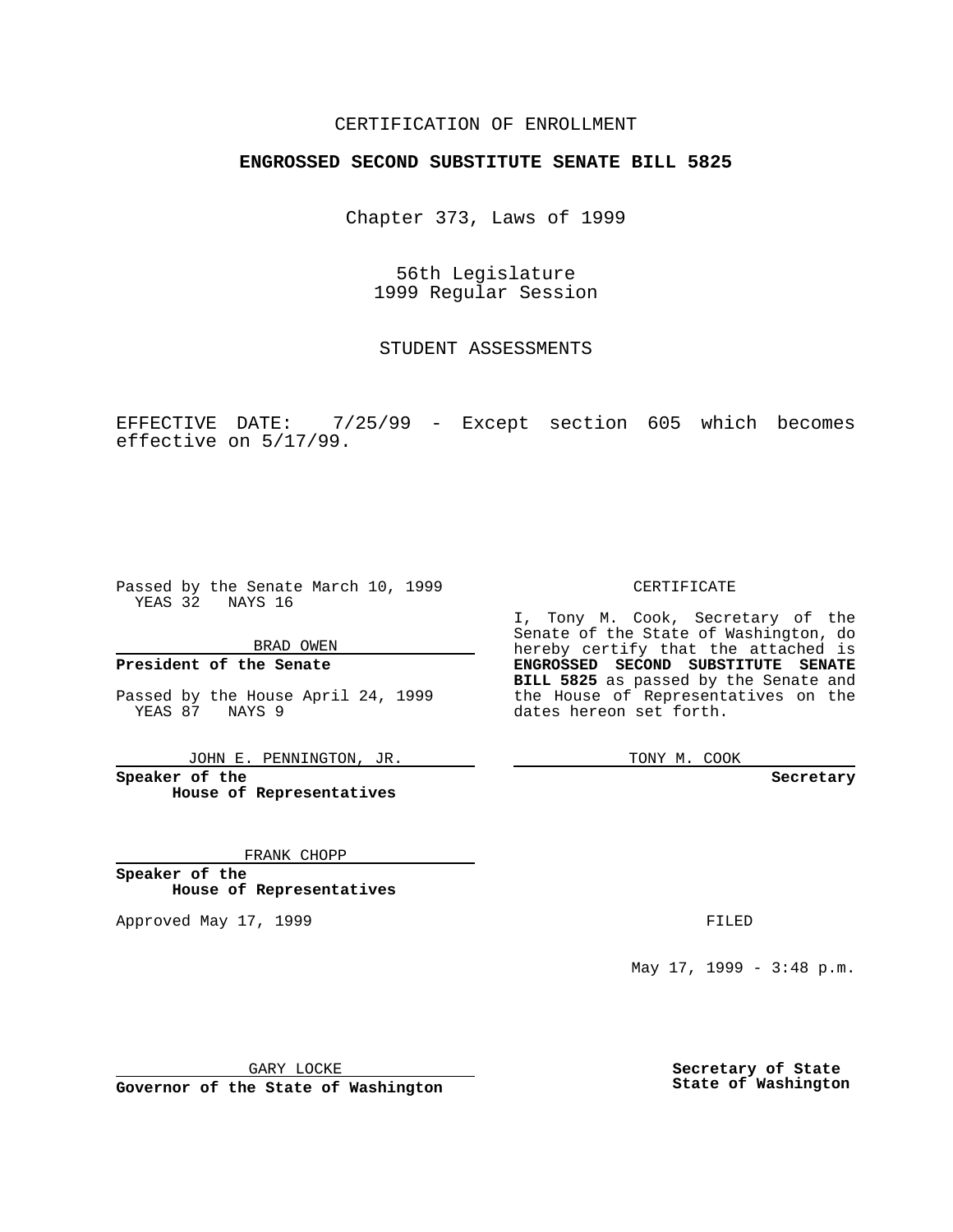CERTIFICATION OF ENROLLMENT

**ENGROSSED SECOND SUBSTITUTE SENATE BILL 5825**

Chapter 373, Laws of 1999

56th Legislature
1999 Regular Session

STUDENT ASSESSMENTS

EFFECTIVE DATE: 7/25/99 - Except section 605 which becomes effective on 5/17/99.

Passed by the Senate March 10, 1999
YEAS 32 NAYS 16

BRAD OWEN

**President of the Senate**

Passed by the House April 24, 1999
YEAS 87 NAYS 9

JOHN E. PENNINGTON, JR.

**Speaker of the House of Representatives**

FRANK CHOPP

**Speaker of the House of Representatives**

Approved May 17, 1999

GARY LOCKE

**Governor of the State of Washington**

CERTIFICATE

I, Tony M. Cook, Secretary of the Senate of the State of Washington, do hereby certify that the attached is **ENGROSSED SECOND SUBSTITUTE SENATE BILL 5825** as passed by the Senate and the House of Representatives on the dates hereon set forth.

TONY M. COOK

**Secretary**

FILED

May 17, 1999 - 3:48 p.m.

**Secretary of State State of Washington**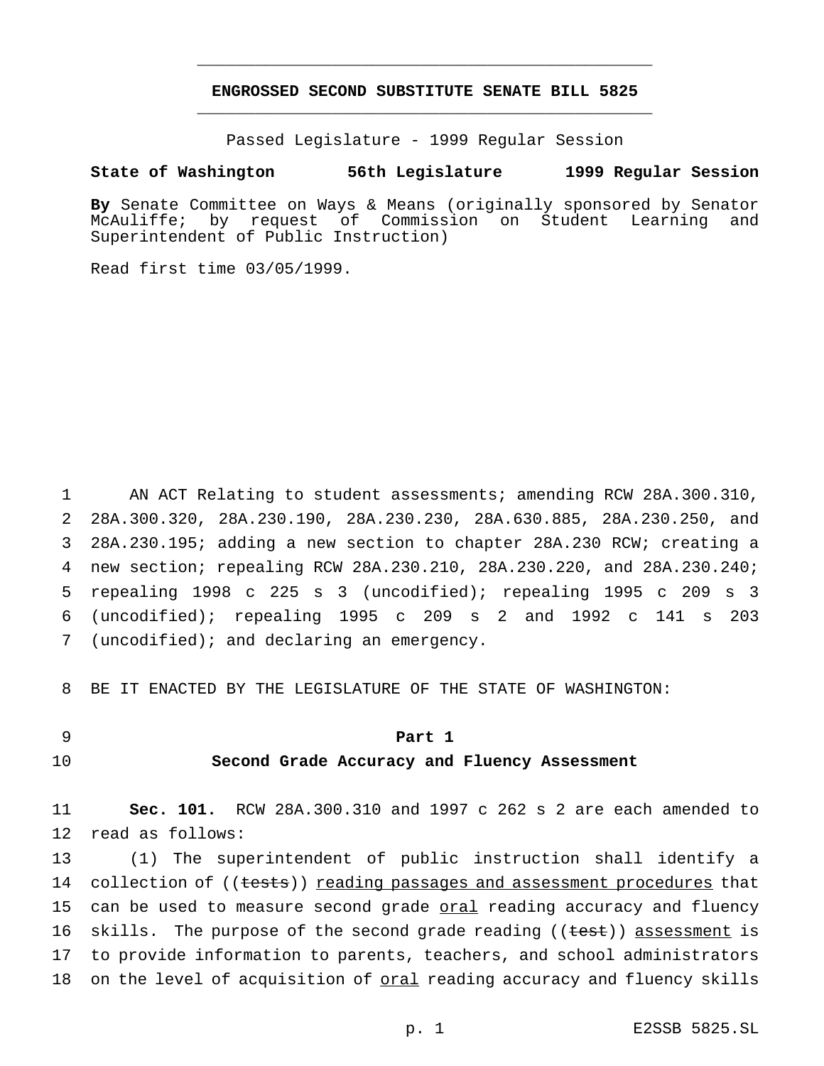# ENGROSSED SECOND SUBSTITUTE SENATE BILL 5825

Passed Legislature - 1999 Regular Session

**State of Washington 56th Legislature 1999 Regular Session**

**By** Senate Committee on Ways & Means (originally sponsored by Senator McAuliffe; by request of Commission on Student Learning and Superintendent of Public Instruction)

Read first time 03/05/1999.

1 AN ACT Relating to student assessments; amending RCW 28A.300.310, 2 28A.300.320, 28A.230.190, 28A.230.230, 28A.630.885, 28A.230.250, and 3 28A.230.195; adding a new section to chapter 28A.230 RCW; creating a 4 new section; repealing RCW 28A.230.210, 28A.230.220, and 28A.230.240; 5 repealing 1998 c 225 s 3 (uncodified); repealing 1995 c 209 s 3 6 (uncodified); repealing 1995 c 209 s 2 and 1992 c 141 s 203 7 (uncodified); and declaring an emergency.

8 BE IT ENACTED BY THE LEGISLATURE OF THE STATE OF WASHINGTON:

9 **Part 1**

10 **Second Grade Accuracy and Fluency Assessment**

11 **Sec. 101.** RCW 28A.300.310 and 1997 c 262 s 2 are each amended to 12 read as follows:

13 (1) The superintendent of public instruction shall identify a 14 collection of ((~~tests~~)) reading passages and assessment procedures that 15 can be used to measure second grade oral reading accuracy and fluency 16 skills. The purpose of the second grade reading ((~~test~~)) assessment is 17 to provide information to parents, teachers, and school administrators 18 on the level of acquisition of oral reading accuracy and fluency skills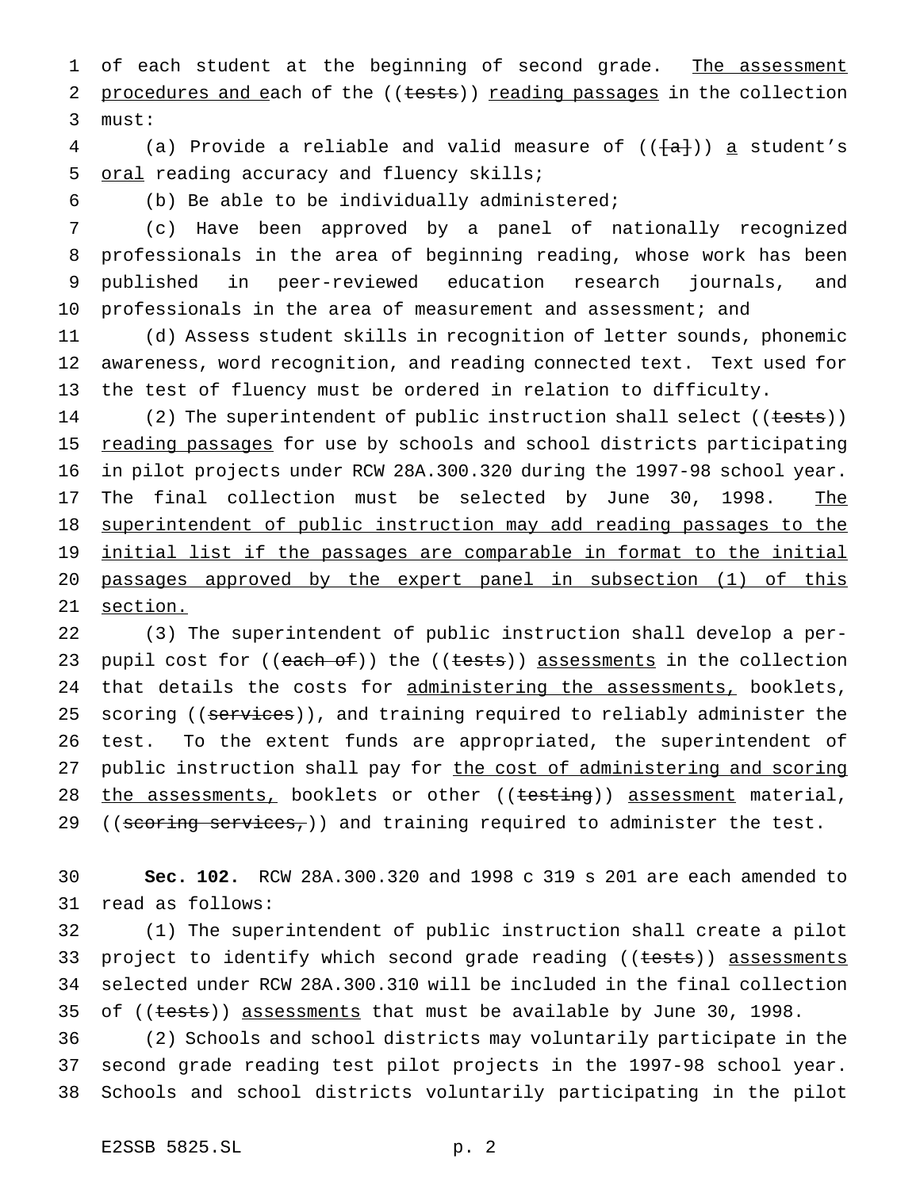of each student at the beginning of second grade. The assessment procedures and each of the ((~~tests~~)) reading passages in the collection must:

(a) Provide a reliable and valid measure of ((~~[a]~~)) a student's oral reading accuracy and fluency skills;

(b) Be able to be individually administered;

(c) Have been approved by a panel of nationally recognized professionals in the area of beginning reading, whose work has been published in peer-reviewed education research journals, and professionals in the area of measurement and assessment; and

(d) Assess student skills in recognition of letter sounds, phonemic awareness, word recognition, and reading connected text. Text used for the test of fluency must be ordered in relation to difficulty.

(2) The superintendent of public instruction shall select ((~~tests~~)) reading passages for use by schools and school districts participating in pilot projects under RCW 28A.300.320 during the 1997-98 school year. The final collection must be selected by June 30, 1998. The superintendent of public instruction may add reading passages to the initial list if the passages are comparable in format to the initial passages approved by the expert panel in subsection (1) of this section.

(3) The superintendent of public instruction shall develop a per-pupil cost for ((~~each of~~)) the ((~~tests~~)) assessments in the collection that details the costs for administering the assessments, booklets, scoring ((~~services~~)), and training required to reliably administer the test. To the extent funds are appropriated, the superintendent of public instruction shall pay for the cost of administering and scoring the assessments, booklets or other ((~~testing~~)) assessment material, ((~~scoring services,~~)) and training required to administer the test.

**Sec. 102.** RCW 28A.300.320 and 1998 c 319 s 201 are each amended to read as follows:

(1) The superintendent of public instruction shall create a pilot project to identify which second grade reading ((~~tests~~)) assessments selected under RCW 28A.300.310 will be included in the final collection of ((~~tests~~)) assessments that must be available by June 30, 1998.

(2) Schools and school districts may voluntarily participate in the second grade reading test pilot projects in the 1997-98 school year. Schools and school districts voluntarily participating in the pilot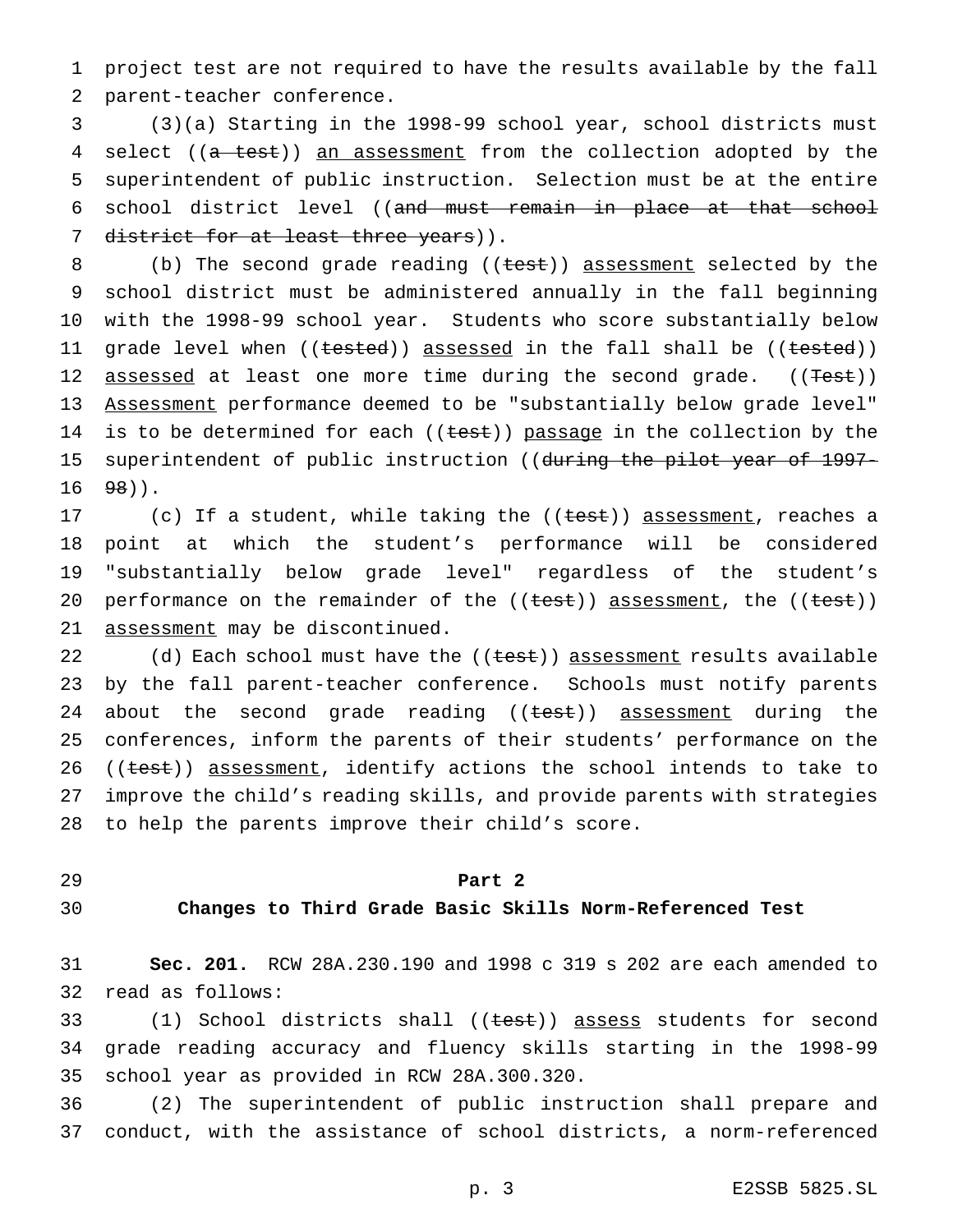project test are not required to have the results available by the fall parent-teacher conference.

(3)(a) Starting in the 1998-99 school year, school districts must select ((~~a test~~)) <u>an assessment</u> from the collection adopted by the superintendent of public instruction. Selection must be at the entire school district level ((~~and must remain in place at that school district for at least three years~~)).

(b) The second grade reading ((~~test~~)) <u>assessment</u> selected by the school district must be administered annually in the fall beginning with the 1998-99 school year. Students who score substantially below grade level when ((~~tested~~)) <u>assessed</u> in the fall shall be ((~~tested~~)) <u>assessed</u> at least one more time during the second grade. ((~~Test~~)) <u>Assessment</u> performance deemed to be "substantially below grade level" is to be determined for each ((~~test~~)) <u>passage</u> in the collection by the superintendent of public instruction ((~~during the pilot year of 1997-98~~)).

(c) If a student, while taking the ((~~test~~)) <u>assessment</u>, reaches a point at which the student's performance will be considered "substantially below grade level" regardless of the student's performance on the remainder of the ((~~test~~)) <u>assessment</u>, the ((~~test~~)) <u>assessment</u> may be discontinued.

(d) Each school must have the ((~~test~~)) <u>assessment</u> results available by the fall parent-teacher conference. Schools must notify parents about the second grade reading ((~~test~~)) <u>assessment</u> during the conferences, inform the parents of their students' performance on the ((~~test~~)) <u>assessment</u>, identify actions the school intends to take to improve the child's reading skills, and provide parents with strategies to help the parents improve their child's score.

## Part 2

## Changes to Third Grade Basic Skills Norm-Referenced Test

**Sec. 201.** RCW 28A.230.190 and 1998 c 319 s 202 are each amended to read as follows:

(1) School districts shall ((~~test~~)) <u>assess</u> students for second grade reading accuracy and fluency skills starting in the 1998-99 school year as provided in RCW 28A.300.320.

(2) The superintendent of public instruction shall prepare and conduct, with the assistance of school districts, a norm-referenced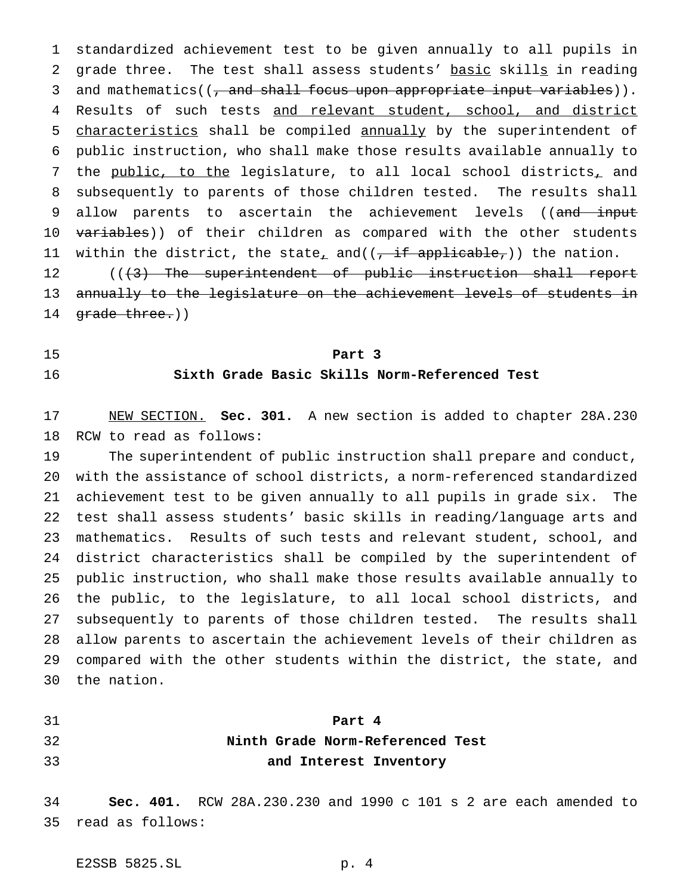standardized achievement test to be given annually to all pupils in grade three. The test shall assess students' <u>basic</u> skill<u>s</u> in reading and mathematics((~~, and shall focus upon appropriate input variables~~)). Results of such tests <u>and relevant student, school, and district characteristics</u> shall be compiled <u>annually</u> by the superintendent of public instruction, who shall make those results available annually to the <u>public, to the</u> legislature, to all local school districts<u>,</u> and subsequently to parents of those children tested. The results shall allow parents to ascertain the achievement levels ((~~and input variables~~)) of their children as compared with the other students within the district, the state<u>,</u> and((~~, if applicable,~~)) the nation.

((~~(3) The superintendent of public instruction shall report annually to the legislature on the achievement levels of students in grade three.~~))

**Part 3**
**Sixth Grade Basic Skills Norm-Referenced Test**

<u>NEW SECTION.</u> **Sec. 301.** A new section is added to chapter 28A.230 RCW to read as follows:

The superintendent of public instruction shall prepare and conduct, with the assistance of school districts, a norm-referenced standardized achievement test to be given annually to all pupils in grade six. The test shall assess students' basic skills in reading/language arts and mathematics. Results of such tests and relevant student, school, and district characteristics shall be compiled by the superintendent of public instruction, who shall make those results available annually to the public, to the legislature, to all local school districts, and subsequently to parents of those children tested. The results shall allow parents to ascertain the achievement levels of their children as compared with the other students within the district, the state, and the nation.

**Part 4**
**Ninth Grade Norm-Referenced Test**
**and Interest Inventory**

**Sec. 401.** RCW 28A.230.230 and 1990 c 101 s 2 are each amended to read as follows: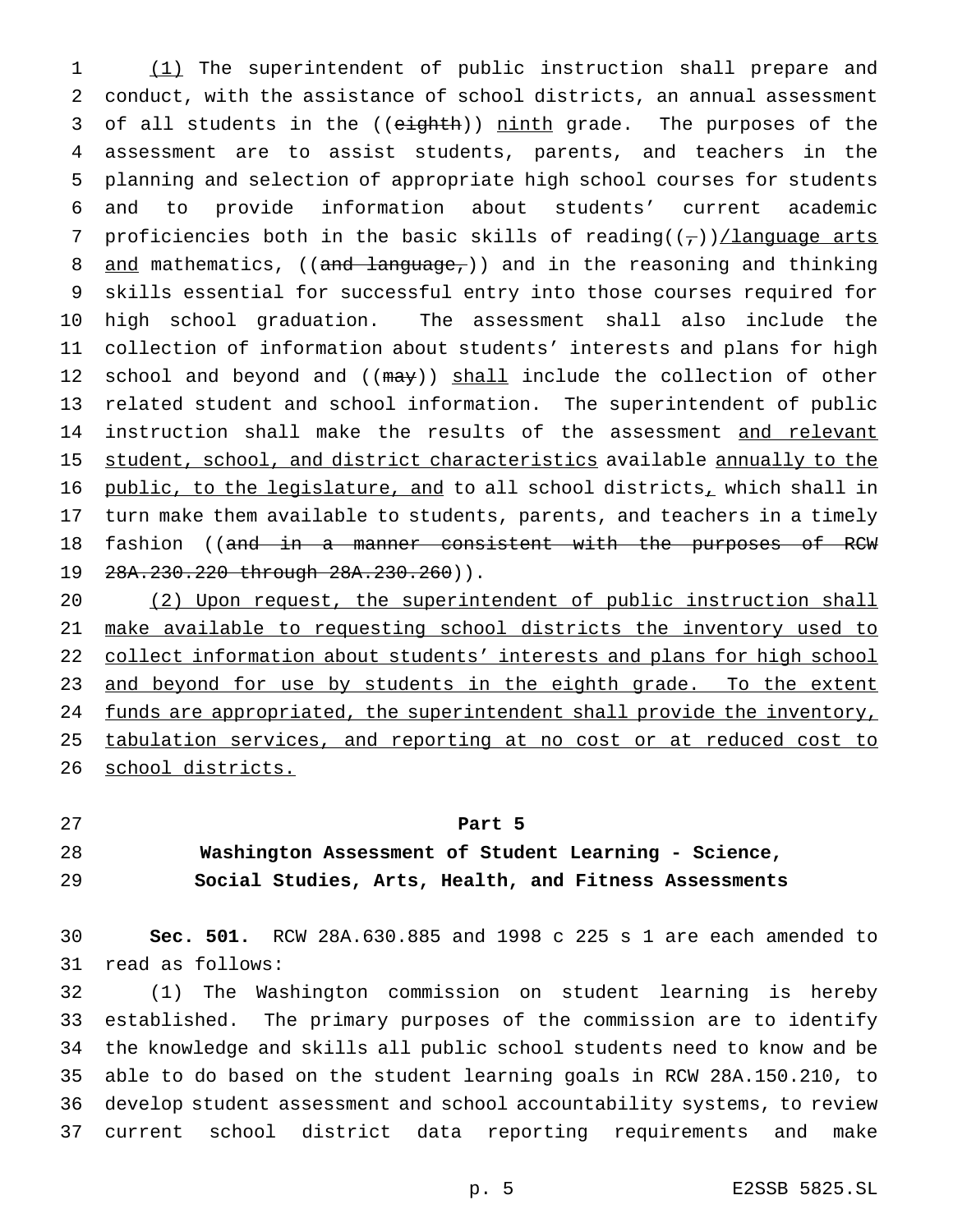(1) The superintendent of public instruction shall prepare and conduct, with the assistance of school districts, an annual assessment of all students in the ((eighth)) ninth grade. The purposes of the assessment are to assist students, parents, and teachers in the planning and selection of appropriate high school courses for students and to provide information about students' current academic proficiencies both in the basic skills of reading((,))/language arts and mathematics, ((and language,)) and in the reasoning and thinking skills essential for successful entry into those courses required for high school graduation. The assessment shall also include the collection of information about students' interests and plans for high school and beyond and ((may)) shall include the collection of other related student and school information. The superintendent of public instruction shall make the results of the assessment and relevant student, school, and district characteristics available annually to the public, to the legislature, and to all school districts, which shall in turn make them available to students, parents, and teachers in a timely fashion ((and in a manner consistent with the purposes of RCW 28A.230.220 through 28A.230.260)).

(2) Upon request, the superintendent of public instruction shall make available to requesting school districts the inventory used to collect information about students' interests and plans for high school and beyond for use by students in the eighth grade. To the extent funds are appropriated, the superintendent shall provide the inventory, tabulation services, and reporting at no cost or at reduced cost to school districts.

## Part 5
## Washington Assessment of Student Learning - Science, Social Studies, Arts, Health, and Fitness Assessments

**Sec. 501.** RCW 28A.630.885 and 1998 c 225 s 1 are each amended to read as follows:

(1) The Washington commission on student learning is hereby established. The primary purposes of the commission are to identify the knowledge and skills all public school students need to know and be able to do based on the student learning goals in RCW 28A.150.210, to develop student assessment and school accountability systems, to review current school district data reporting requirements and make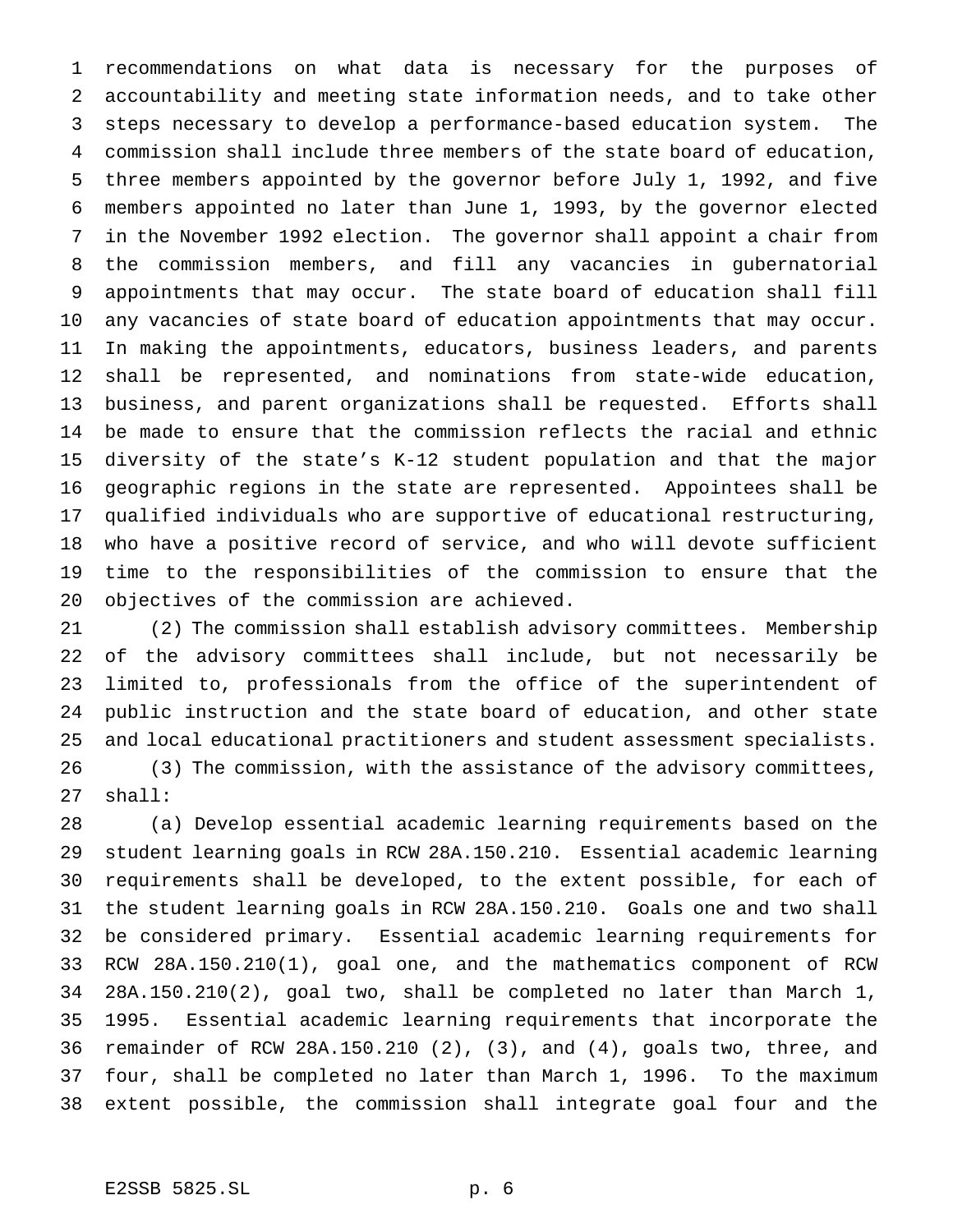recommendations on what data is necessary for the purposes of accountability and meeting state information needs, and to take other steps necessary to develop a performance-based education system. The commission shall include three members of the state board of education, three members appointed by the governor before July 1, 1992, and five members appointed no later than June 1, 1993, by the governor elected in the November 1992 election. The governor shall appoint a chair from the commission members, and fill any vacancies in gubernatorial appointments that may occur. The state board of education shall fill any vacancies of state board of education appointments that may occur. In making the appointments, educators, business leaders, and parents shall be represented, and nominations from state-wide education, business, and parent organizations shall be requested. Efforts shall be made to ensure that the commission reflects the racial and ethnic diversity of the state's K-12 student population and that the major geographic regions in the state are represented. Appointees shall be qualified individuals who are supportive of educational restructuring, who have a positive record of service, and who will devote sufficient time to the responsibilities of the commission to ensure that the objectives of the commission are achieved.

(2) The commission shall establish advisory committees. Membership of the advisory committees shall include, but not necessarily be limited to, professionals from the office of the superintendent of public instruction and the state board of education, and other state and local educational practitioners and student assessment specialists.

(3) The commission, with the assistance of the advisory committees, shall:

(a) Develop essential academic learning requirements based on the student learning goals in RCW 28A.150.210. Essential academic learning requirements shall be developed, to the extent possible, for each of the student learning goals in RCW 28A.150.210. Goals one and two shall be considered primary. Essential academic learning requirements for RCW 28A.150.210(1), goal one, and the mathematics component of RCW 28A.150.210(2), goal two, shall be completed no later than March 1, 1995. Essential academic learning requirements that incorporate the remainder of RCW 28A.150.210 (2), (3), and (4), goals two, three, and four, shall be completed no later than March 1, 1996. To the maximum extent possible, the commission shall integrate goal four and the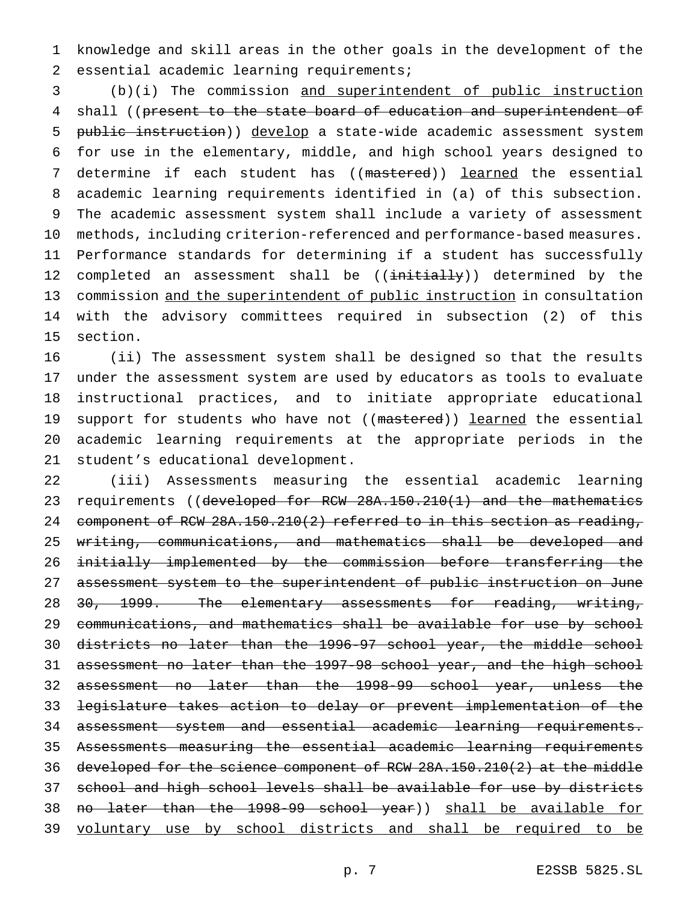knowledge and skill areas in the other goals in the development of the essential academic learning requirements;

(b)(i) The commission and superintendent of public instruction shall ((~~present to the state board of education and superintendent of public instruction~~)) develop a state-wide academic assessment system for use in the elementary, middle, and high school years designed to determine if each student has ((~~mastered~~)) learned the essential academic learning requirements identified in (a) of this subsection. The academic assessment system shall include a variety of assessment methods, including criterion-referenced and performance-based measures. Performance standards for determining if a student has successfully completed an assessment shall be ((~~initially~~)) determined by the commission and the superintendent of public instruction in consultation with the advisory committees required in subsection (2) of this section.

(ii) The assessment system shall be designed so that the results under the assessment system are used by educators as tools to evaluate instructional practices, and to initiate appropriate educational support for students who have not ((~~mastered~~)) learned the essential academic learning requirements at the appropriate periods in the student's educational development.

(iii) Assessments measuring the essential academic learning requirements ((~~developed for RCW 28A.150.210(1) and the mathematics component of RCW 28A.150.210(2) referred to in this section as reading, writing, communications, and mathematics shall be developed and initially implemented by the commission before transferring the assessment system to the superintendent of public instruction on June 30, 1999. The elementary assessments for reading, writing, communications, and mathematics shall be available for use by school districts no later than the 1996-97 school year, the middle school assessment no later than the 1997-98 school year, and the high school assessment no later than the 1998-99 school year, unless the legislature takes action to delay or prevent implementation of the assessment system and essential academic learning requirements. Assessments measuring the essential academic learning requirements developed for the science component of RCW 28A.150.210(2) at the middle school and high school levels shall be available for use by districts no later than the 1998-99 school year~~)) shall be available for voluntary use by school districts and shall be required to be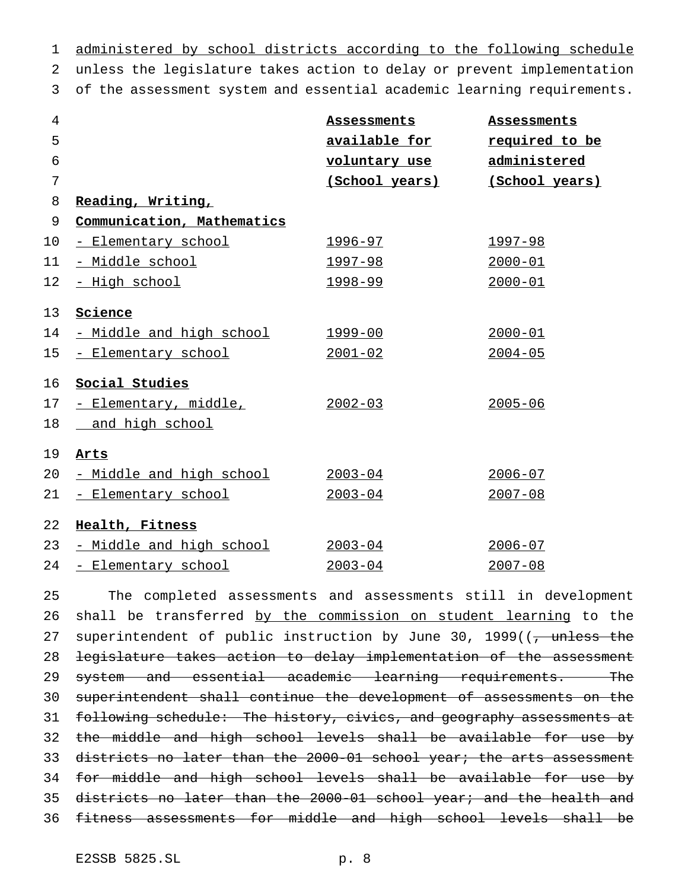administered by school districts according to the following schedule unless the legislature takes action to delay or prevent implementation of the assessment system and essential academic learning requirements.

| | Assessments available for voluntary use (School years) | Assessments required to be administered (School years) |
|---|---|---|
| **Reading, Writing, Communication, Mathematics** | | |
| - Elementary school | 1996-97 | 1997-98 |
| - Middle school | 1997-98 | 2000-01 |
| - High school | 1998-99 | 2000-01 |
| **Science** | | |
| - Middle and high school | 1999-00 | 2000-01 |
| - Elementary school | 2001-02 | 2004-05 |
| **Social Studies** | | |
| - Elementary, middle, and high school | 2002-03 | 2005-06 |
| **Arts** | | |
| - Middle and high school | 2003-04 | 2006-07 |
| - Elementary school | 2003-04 | 2007-08 |
| **Health, Fitness** | | |
| - Middle and high school | 2003-04 | 2006-07 |
| - Elementary school | 2003-04 | 2007-08 |

The completed assessments and assessments still in development shall be transferred by the commission on student learning to the superintendent of public instruction by June 30, 1999((~~, unless the legislature takes action to delay implementation of the assessment system and essential academic learning requirements. The superintendent shall continue the development of assessments on the following schedule: The history, civics, and geography assessments at the middle and high school levels shall be available for use by districts no later than the 2000-01 school year; the arts assessment for middle and high school levels shall be available for use by districts no later than the 2000-01 school year; and the health and fitness assessments for middle and high school levels shall be~~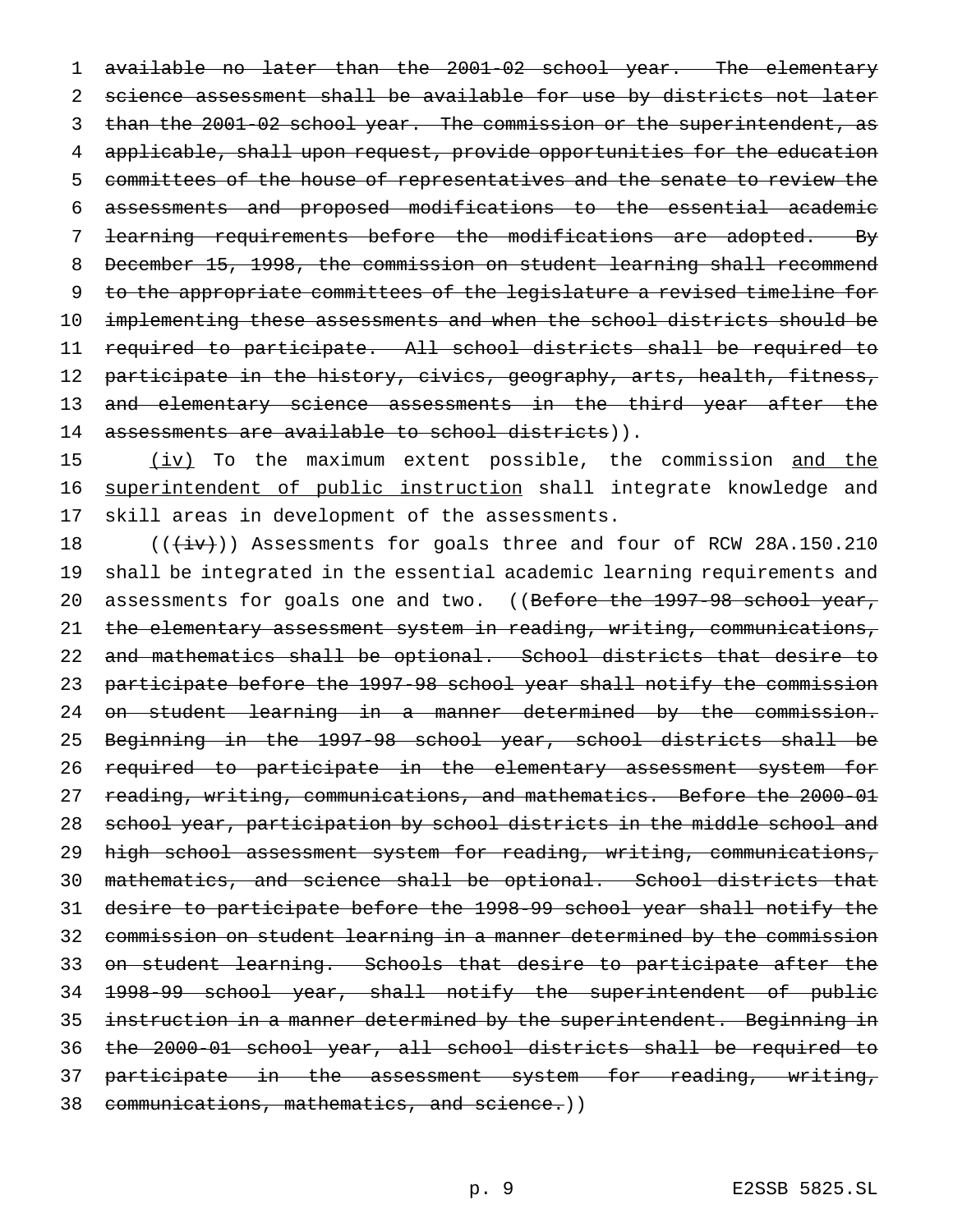available no later than the 2001-02 school year. The elementary science assessment shall be available for use by districts not later than the 2001-02 school year. The commission or the superintendent, as applicable, shall upon request, provide opportunities for the education committees of the house of representatives and the senate to review the assessments and proposed modifications to the essential academic learning requirements before the modifications are adopted. By December 15, 1998, the commission on student learning shall recommend to the appropriate committees of the legislature a revised timeline for implementing these assessments and when the school districts should be required to participate. All school districts shall be required to participate in the history, civics, geography, arts, health, fitness, and elementary science assessments in the third year after the assessments are available to school districts)).

(iv) To the maximum extent possible, the commission and the superintendent of public instruction shall integrate knowledge and skill areas in development of the assessments.

(((iv))) Assessments for goals three and four of RCW 28A.150.210 shall be integrated in the essential academic learning requirements and assessments for goals one and two. ((Before the 1997-98 school year, the elementary assessment system in reading, writing, communications, and mathematics shall be optional. School districts that desire to participate before the 1997-98 school year shall notify the commission on student learning in a manner determined by the commission. Beginning in the 1997-98 school year, school districts shall be required to participate in the elementary assessment system for reading, writing, communications, and mathematics. Before the 2000-01 school year, participation by school districts in the middle school and high school assessment system for reading, writing, communications, mathematics, and science shall be optional. School districts that desire to participate before the 1998-99 school year shall notify the commission on student learning in a manner determined by the commission on student learning. Schools that desire to participate after the 1998-99 school year, shall notify the superintendent of public instruction in a manner determined by the superintendent. Beginning in the 2000-01 school year, all school districts shall be required to participate in the assessment system for reading, writing, communications, mathematics, and science.))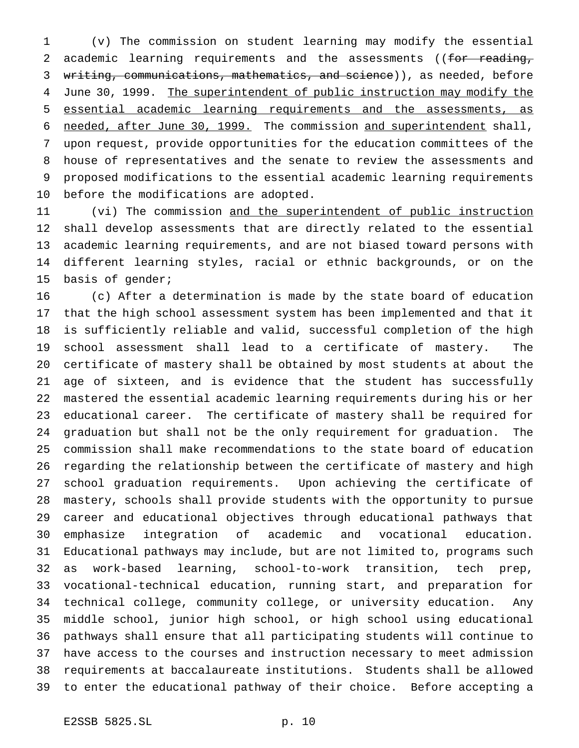(v) The commission on student learning may modify the essential academic learning requirements and the assessments ((~~for reading, writing, communications, mathematics, and science~~)), as needed, before June 30, 1999. <u>The superintendent of public instruction may modify the essential academic learning requirements and the assessments, as needed, after June 30, 1999.</u> The commission <u>and superintendent</u> shall, upon request, provide opportunities for the education committees of the house of representatives and the senate to review the assessments and proposed modifications to the essential academic learning requirements before the modifications are adopted.

(vi) The commission <u>and the superintendent of public instruction</u> shall develop assessments that are directly related to the essential academic learning requirements, and are not biased toward persons with different learning styles, racial or ethnic backgrounds, or on the basis of gender;

(c) After a determination is made by the state board of education that the high school assessment system has been implemented and that it is sufficiently reliable and valid, successful completion of the high school assessment shall lead to a certificate of mastery. The certificate of mastery shall be obtained by most students at about the age of sixteen, and is evidence that the student has successfully mastered the essential academic learning requirements during his or her educational career. The certificate of mastery shall be required for graduation but shall not be the only requirement for graduation. The commission shall make recommendations to the state board of education regarding the relationship between the certificate of mastery and high school graduation requirements. Upon achieving the certificate of mastery, schools shall provide students with the opportunity to pursue career and educational objectives through educational pathways that emphasize integration of academic and vocational education. Educational pathways may include, but are not limited to, programs such as work-based learning, school-to-work transition, tech prep, vocational-technical education, running start, and preparation for technical college, community college, or university education. Any middle school, junior high school, or high school using educational pathways shall ensure that all participating students will continue to have access to the courses and instruction necessary to meet admission requirements at baccalaureate institutions. Students shall be allowed to enter the educational pathway of their choice. Before accepting a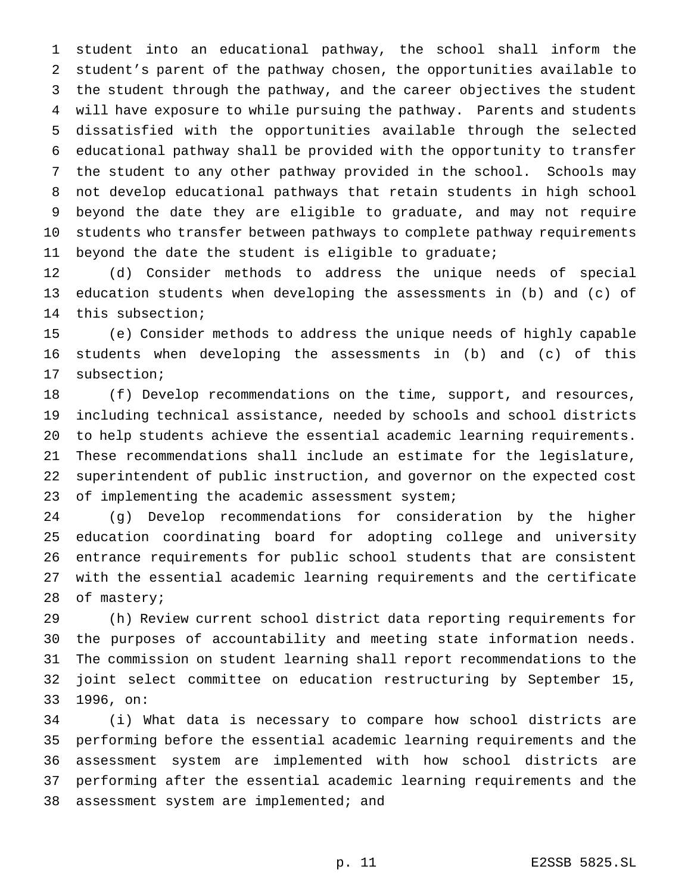student into an educational pathway, the school shall inform the student's parent of the pathway chosen, the opportunities available to the student through the pathway, and the career objectives the student will have exposure to while pursuing the pathway. Parents and students dissatisfied with the opportunities available through the selected educational pathway shall be provided with the opportunity to transfer the student to any other pathway provided in the school. Schools may not develop educational pathways that retain students in high school beyond the date they are eligible to graduate, and may not require students who transfer between pathways to complete pathway requirements beyond the date the student is eligible to graduate;

(d) Consider methods to address the unique needs of special education students when developing the assessments in (b) and (c) of this subsection;

(e) Consider methods to address the unique needs of highly capable students when developing the assessments in (b) and (c) of this subsection;

(f) Develop recommendations on the time, support, and resources, including technical assistance, needed by schools and school districts to help students achieve the essential academic learning requirements. These recommendations shall include an estimate for the legislature, superintendent of public instruction, and governor on the expected cost of implementing the academic assessment system;

(g) Develop recommendations for consideration by the higher education coordinating board for adopting college and university entrance requirements for public school students that are consistent with the essential academic learning requirements and the certificate of mastery;

(h) Review current school district data reporting requirements for the purposes of accountability and meeting state information needs. The commission on student learning shall report recommendations to the joint select committee on education restructuring by September 15, 1996, on:

(i) What data is necessary to compare how school districts are performing before the essential academic learning requirements and the assessment system are implemented with how school districts are performing after the essential academic learning requirements and the assessment system are implemented; and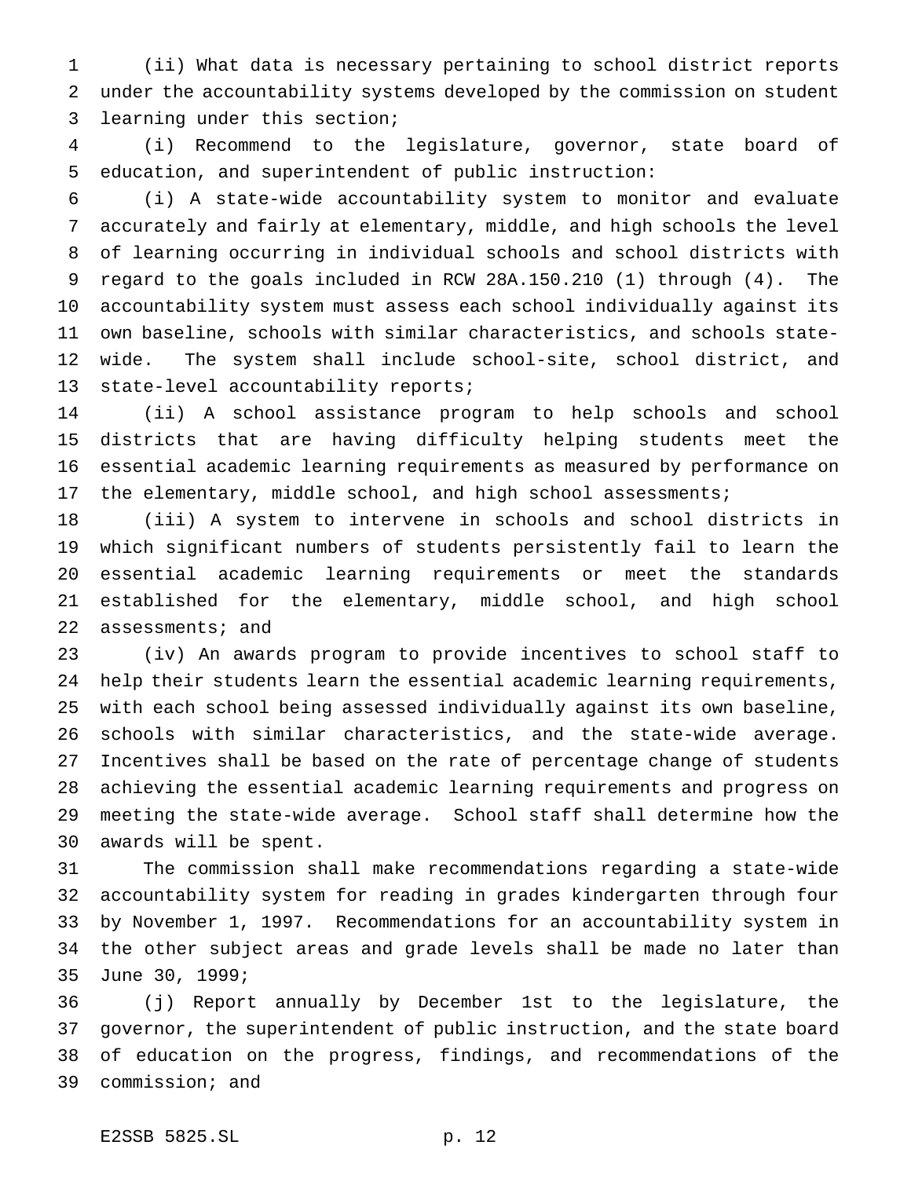(ii) What data is necessary pertaining to school district reports under the accountability systems developed by the commission on student learning under this section;

(i) Recommend to the legislature, governor, state board of education, and superintendent of public instruction:

(i) A state-wide accountability system to monitor and evaluate accurately and fairly at elementary, middle, and high schools the level of learning occurring in individual schools and school districts with regard to the goals included in RCW 28A.150.210 (1) through (4). The accountability system must assess each school individually against its own baseline, schools with similar characteristics, and schools state-wide. The system shall include school-site, school district, and state-level accountability reports;

(ii) A school assistance program to help schools and school districts that are having difficulty helping students meet the essential academic learning requirements as measured by performance on the elementary, middle school, and high school assessments;

(iii) A system to intervene in schools and school districts in which significant numbers of students persistently fail to learn the essential academic learning requirements or meet the standards established for the elementary, middle school, and high school assessments; and

(iv) An awards program to provide incentives to school staff to help their students learn the essential academic learning requirements, with each school being assessed individually against its own baseline, schools with similar characteristics, and the state-wide average. Incentives shall be based on the rate of percentage change of students achieving the essential academic learning requirements and progress on meeting the state-wide average. School staff shall determine how the awards will be spent.

The commission shall make recommendations regarding a state-wide accountability system for reading in grades kindergarten through four by November 1, 1997. Recommendations for an accountability system in the other subject areas and grade levels shall be made no later than June 30, 1999;

(j) Report annually by December 1st to the legislature, the governor, the superintendent of public instruction, and the state board of education on the progress, findings, and recommendations of the commission; and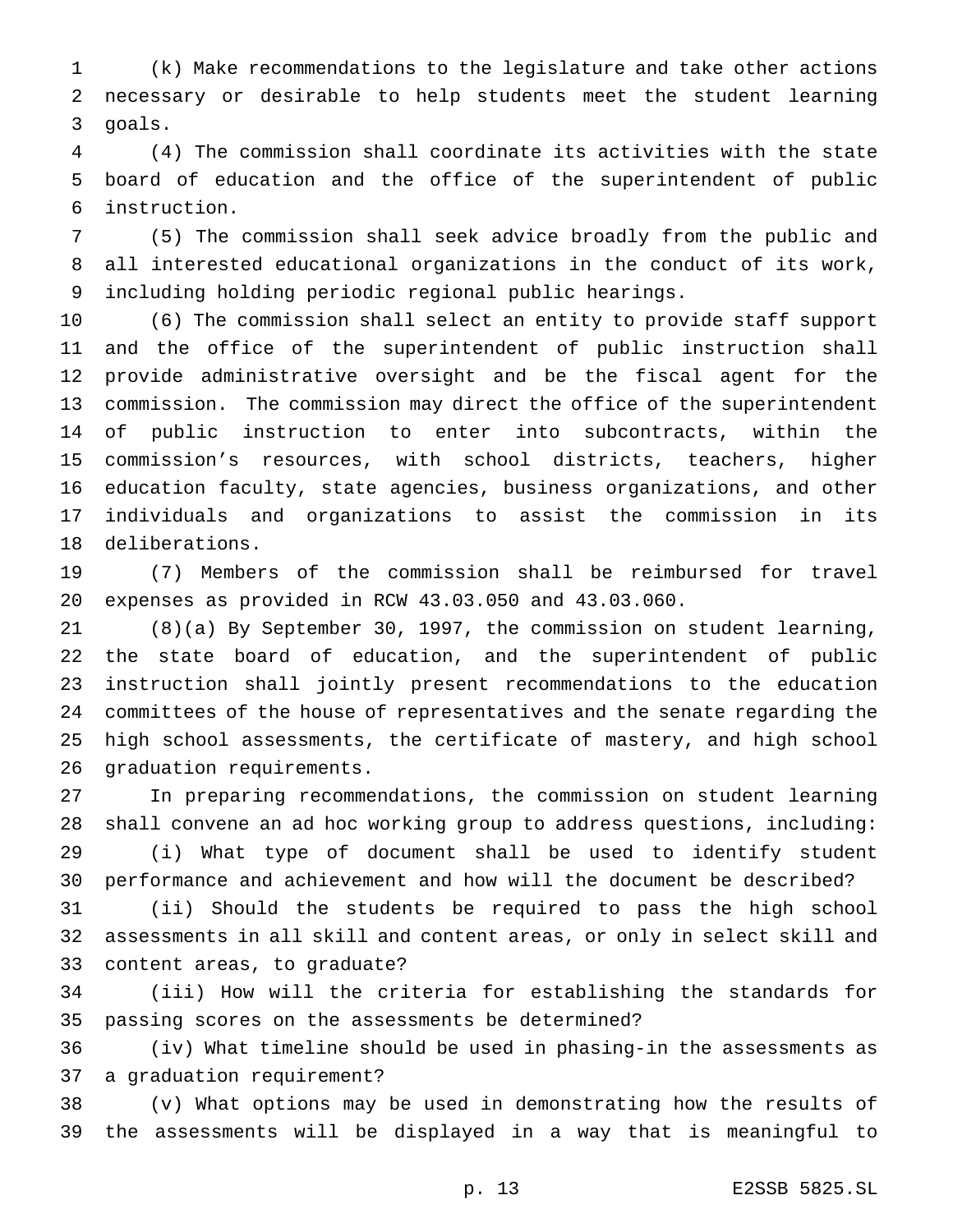(k) Make recommendations to the legislature and take other actions necessary or desirable to help students meet the student learning goals.

(4) The commission shall coordinate its activities with the state board of education and the office of the superintendent of public instruction.

(5) The commission shall seek advice broadly from the public and all interested educational organizations in the conduct of its work, including holding periodic regional public hearings.

(6) The commission shall select an entity to provide staff support and the office of the superintendent of public instruction shall provide administrative oversight and be the fiscal agent for the commission. The commission may direct the office of the superintendent of public instruction to enter into subcontracts, within the commission's resources, with school districts, teachers, higher education faculty, state agencies, business organizations, and other individuals and organizations to assist the commission in its deliberations.

(7) Members of the commission shall be reimbursed for travel expenses as provided in RCW 43.03.050 and 43.03.060.

(8)(a) By September 30, 1997, the commission on student learning, the state board of education, and the superintendent of public instruction shall jointly present recommendations to the education committees of the house of representatives and the senate regarding the high school assessments, the certificate of mastery, and high school graduation requirements.

In preparing recommendations, the commission on student learning shall convene an ad hoc working group to address questions, including:

(i) What type of document shall be used to identify student performance and achievement and how will the document be described?

(ii) Should the students be required to pass the high school assessments in all skill and content areas, or only in select skill and content areas, to graduate?

(iii) How will the criteria for establishing the standards for passing scores on the assessments be determined?

(iv) What timeline should be used in phasing-in the assessments as a graduation requirement?

(v) What options may be used in demonstrating how the results of the assessments will be displayed in a way that is meaningful to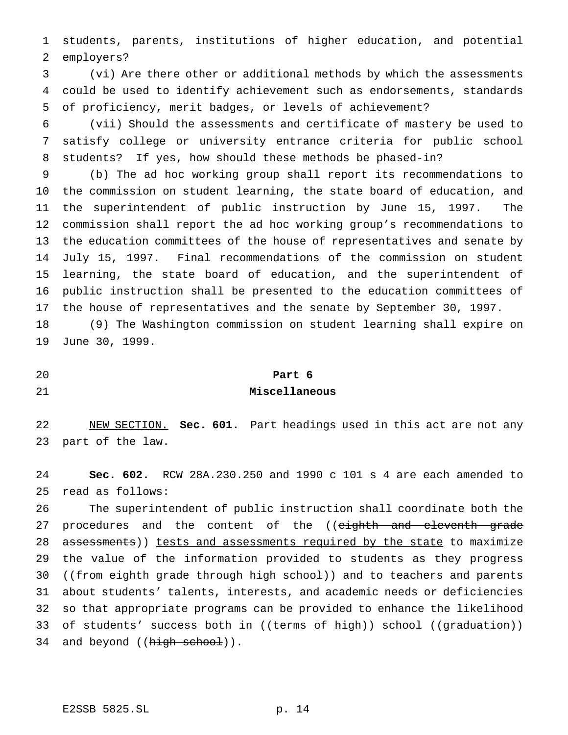students, parents, institutions of higher education, and potential employers?

(vi) Are there other or additional methods by which the assessments could be used to identify achievement such as endorsements, standards of proficiency, merit badges, or levels of achievement?

(vii) Should the assessments and certificate of mastery be used to satisfy college or university entrance criteria for public school students? If yes, how should these methods be phased-in?

(b) The ad hoc working group shall report its recommendations to the commission on student learning, the state board of education, and the superintendent of public instruction by June 15, 1997. The commission shall report the ad hoc working group's recommendations to the education committees of the house of representatives and senate by July 15, 1997. Final recommendations of the commission on student learning, the state board of education, and the superintendent of public instruction shall be presented to the education committees of the house of representatives and the senate by September 30, 1997.

(9) The Washington commission on student learning shall expire on June 30, 1999.

## Part 6
## Miscellaneous

NEW SECTION. **Sec. 601.** Part headings used in this act are not any part of the law.

**Sec. 602.** RCW 28A.230.250 and 1990 c 101 s 4 are each amended to read as follows:

The superintendent of public instruction shall coordinate both the procedures and the content of the ((~~eighth and eleventh grade assessments~~)) tests and assessments required by the state to maximize the value of the information provided to students as they progress ((~~from eighth grade through high school~~)) and to teachers and parents about students' talents, interests, and academic needs or deficiencies so that appropriate programs can be provided to enhance the likelihood of students' success both in ((~~terms of high~~)) school ((~~graduation~~)) and beyond ((~~high school~~)).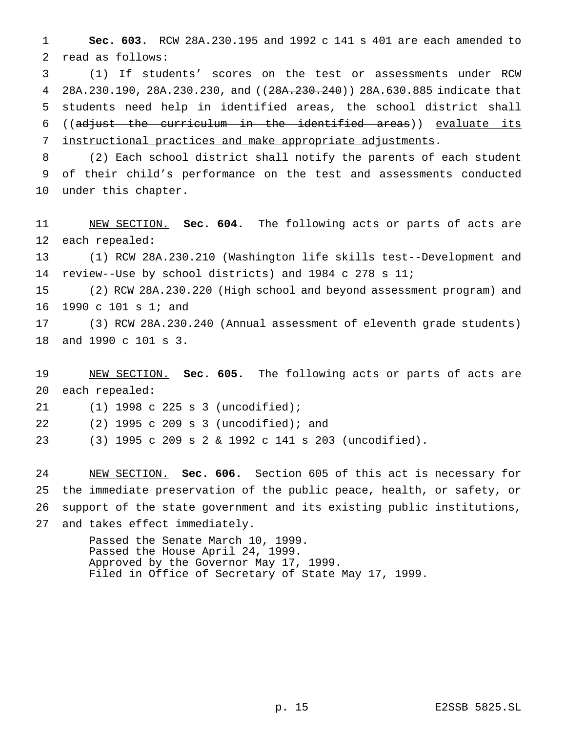**Sec. 603.** RCW 28A.230.195 and 1992 c 141 s 401 are each amended to read as follows:

(1) If students' scores on the test or assessments under RCW 28A.230.190, 28A.230.230, and ((~~28A.230.240~~)) <u>28A.630.885</u> indicate that students need help in identified areas, the school district shall ((~~adjust the curriculum in the identified areas~~)) <u>evaluate its instructional practices and make appropriate adjustments</u>.

(2) Each school district shall notify the parents of each student of their child's performance on the test and assessments conducted under this chapter.

<u>NEW SECTION.</u> **Sec. 604.** The following acts or parts of acts are each repealed:

(1) RCW 28A.230.210 (Washington life skills test--Development and review--Use by school districts) and 1984 c 278 s 11;

(2) RCW 28A.230.220 (High school and beyond assessment program) and 1990 c 101 s 1; and

(3) RCW 28A.230.240 (Annual assessment of eleventh grade students) and 1990 c 101 s 3.

<u>NEW SECTION.</u> **Sec. 605.** The following acts or parts of acts are each repealed:

(1) 1998 c 225 s 3 (uncodified);

(2) 1995 c 209 s 3 (uncodified); and

(3) 1995 c 209 s 2 & 1992 c 141 s 203 (uncodified).

<u>NEW SECTION.</u> **Sec. 606.** Section 605 of this act is necessary for the immediate preservation of the public peace, health, or safety, or support of the state government and its existing public institutions, and takes effect immediately.

Passed the Senate March 10, 1999.
Passed the House April 24, 1999.
Approved by the Governor May 17, 1999.
Filed in Office of Secretary of State May 17, 1999.